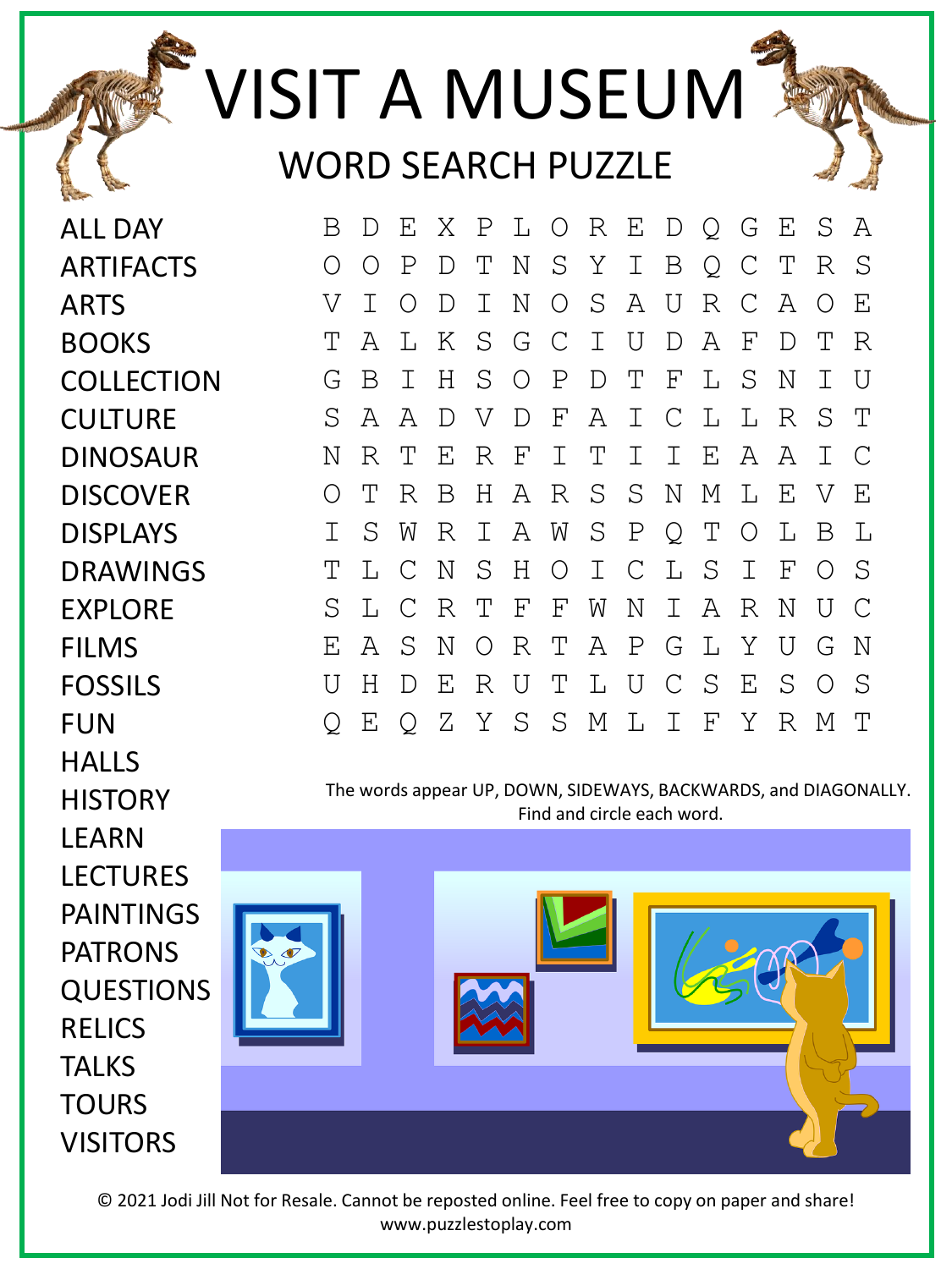# VISIT A MUSEUM

## WORD SEARCH PUZZLE

- ALL DAY
- ARTIFACTS
- ARTS
- BOOKS
- COLLECTION
- CULTURE
- DINOSAUR
- DISCOVER
- DISPLAYS
- DRAWINGS
- EXPLORE
- FILMS
- FOSSILS
- FUN
- HALLS
- HISTORY
- LEARN
- LECTURES
- PAINTINGS
- PATRONS
- QUESTIONS
- RELICS
- TALKS
- TOURS
- VISITORS

```
B D E X P L O R E D Q G E S A
O O P D T N S Y I B Q C T R S
V I O D I N O S A U R C A O E
T A L K S G C I U D A F D T R
G B I H S O P D T F L S N I U
S A A D V D F A I C L L R S T
N R T E R F I T I I E A A I C
O T R B H A R S S N M L E V E
I S W R I A W S P Q T O L B L
T L C N S H O I C L S I F O S
S L C R T F F W N I A R N U C
E A S N O R T A P G L Y U G N
U H D E R U T L U C S E S O S
Q E Q Z Y S S M L I F Y R M T
```

The words appear UP, DOWN, SIDEWAYS, BACKWARDS, and DIAGONALLY. Find and circle each word.

© 2021 Jodi Jill Not for Resale. Cannot be reposted online. Feel free to copy on paper and share!
www.puzzlestoplay.com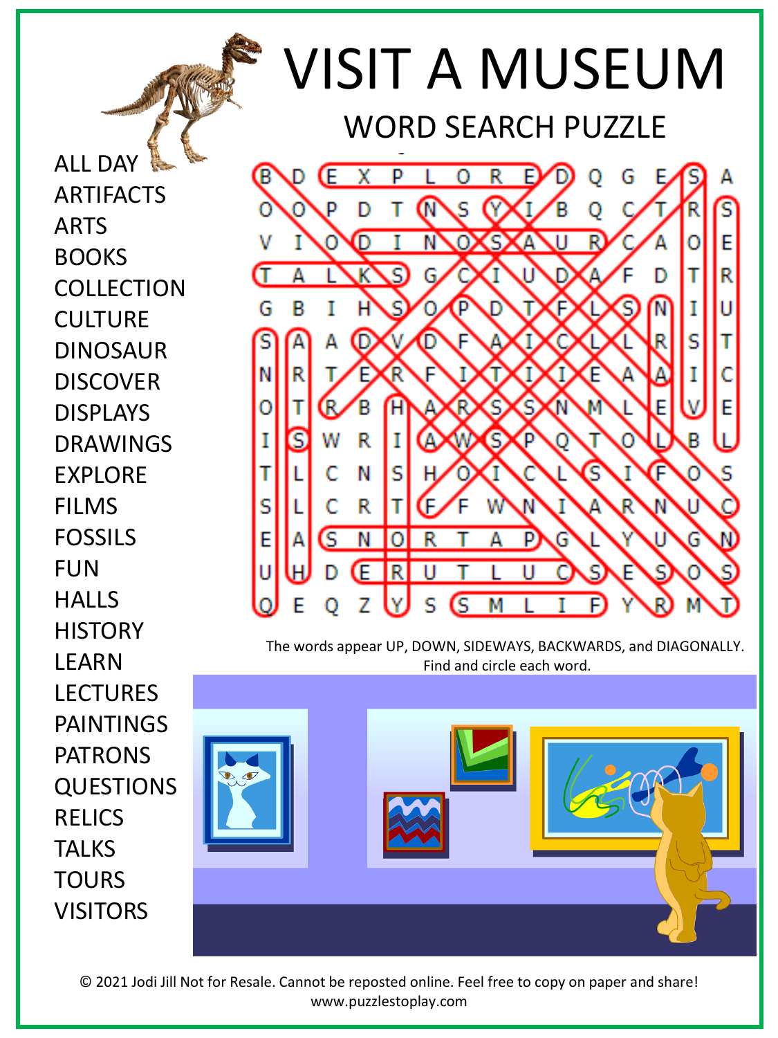# VISIT A MUSEUM

## WORD SEARCH PUZZLE

ALL DAY
ARTIFACTS
ARTS
BOOKS
COLLECTION
CULTURE
DINOSAUR
DISCOVER
DISPLAYS
DRAWINGS
EXPLORE
FILMS
FOSSILS
FUN
HALLS
HISTORY
LEARN
LECTURES
PAINTINGS
PATRONS
QUESTIONS
RELICS
TALKS
TOURS
VISITORS

| | | | | | | | | | | | | | | |
|---|---|---|---|---|---|---|---|---|---|---|---|---|---|---|
| B | D | E | X | P | L | O | R | E | D | Q | G | E | S | A |
| O | O | P | D | T | N | S | Y | I | B | Q | C | T | R | S |
| V | I | O | D | I | N | O | S | A | U | R | C | A | O | E |
| T | A | L | K | S | G | C | I | U | D | A | F | D | T | R |
| G | B | I | H | S | O | P | D | T | F | L | S | N | I | U |
| S | A | A | D | V | D | F | A | I | C | L | L | R | S | T |
| N | R | T | E | R | F | I | T | I | I | E | A | A | I | C |
| O | T | R | B | H | A | R | S | S | N | M | L | E | V | E |
| I | S | W | R | I | A | W | S | P | Q | T | O | L | B | L |
| T | L | C | N | S | H | O | I | C | L | S | I | F | O | S |
| S | L | C | R | T | F | F | W | N | I | A | R | N | U | C |
| E | A | S | N | O | R | T | A | P | G | L | Y | U | G | N |
| U | H | D | E | R | U | T | L | U | C | S | E | S | O | S |
| Q | E | Q | Z | Y | S | S | M | L | I | F | Y | R | M | T |

The words appear UP, DOWN, SIDEWAYS, BACKWARDS, and DIAGONALLY.
Find and circle each word.

© 2021 Jodi Jill Not for Resale. Cannot be reposted online. Feel free to copy on paper and share!
www.puzzlestoplay.com